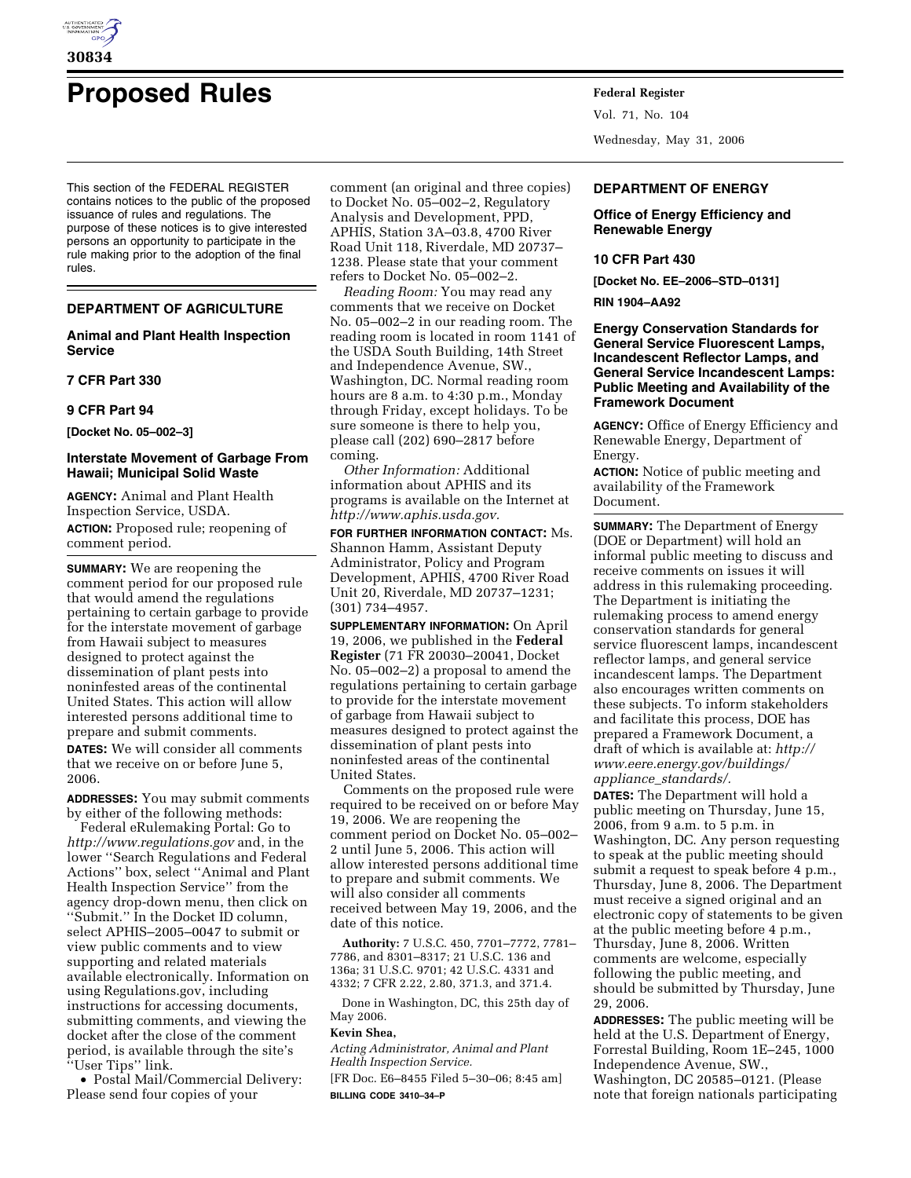# Proposed Rules

This section of the FEDERAL REGISTER contains notices to the public of the proposed issuance of rules and regulations. The purpose of these notices is to give interested persons an opportunity to participate in the rule making prior to the adoption of the final rules.

## DEPARTMENT OF AGRICULTURE

### Animal and Plant Health Inspection Service

### 7 CFR Part 330

### 9 CFR Part 94

**[Docket No. 05–002–3]**

### Interstate Movement of Garbage From Hawaii; Municipal Solid Waste

**AGENCY:** Animal and Plant Health Inspection Service, USDA.

**ACTION:** Proposed rule; reopening of comment period.

**SUMMARY:** We are reopening the comment period for our proposed rule that would amend the regulations pertaining to certain garbage to provide for the interstate movement of garbage from Hawaii subject to measures designed to protect against the dissemination of plant pests into noninfested areas of the continental United States. This action will allow interested persons additional time to prepare and submit comments.

**DATES:** We will consider all comments that we receive on or before June 5, 2006.

**ADDRESSES:** You may submit comments by either of the following methods:

Federal eRulemaking Portal: Go to *http://www.regulations.gov* and, in the lower ''Search Regulations and Federal Actions'' box, select ''Animal and Plant Health Inspection Service'' from the agency drop-down menu, then click on ''Submit.'' In the Docket ID column, select APHIS–2005–0047 to submit or view public comments and to view supporting and related materials available electronically. Information on using Regulations.gov, including instructions for accessing documents, submitting comments, and viewing the docket after the close of the comment period, is available through the site's ''User Tips'' link.

- Postal Mail/Commercial Delivery: Please send four copies of your comment (an original and three copies) to Docket No. 05–002–2, Regulatory Analysis and Development, PPD, APHIS, Station 3A–03.8, 4700 River Road Unit 118, Riverdale, MD 20737–1238. Please state that your comment refers to Docket No. 05–002–2.

*Reading Room:* You may read any comments that we receive on Docket No. 05–002–2 in our reading room. The reading room is located in room 1141 of the USDA South Building, 14th Street and Independence Avenue, SW., Washington, DC. Normal reading room hours are 8 a.m. to 4:30 p.m., Monday through Friday, except holidays. To be sure someone is there to help you, please call (202) 690–2817 before coming.

*Other Information:* Additional information about APHIS and its programs is available on the Internet at *http://www.aphis.usda.gov.*

**FOR FURTHER INFORMATION CONTACT:** Ms. Shannon Hamm, Assistant Deputy Administrator, Policy and Program Development, APHIS, 4700 River Road Unit 20, Riverdale, MD 20737–1231; (301) 734–4957.

**SUPPLEMENTARY INFORMATION:** On April 19, 2006, we published in the **Federal Register** (71 FR 20030–20041, Docket No. 05–002–2) a proposal to amend the regulations pertaining to certain garbage to provide for the interstate movement of garbage from Hawaii subject to measures designed to protect against the dissemination of plant pests into noninfested areas of the continental United States.

Comments on the proposed rule were required to be received on or before May 19, 2006. We are reopening the comment period on Docket No. 05–002–2 until June 5, 2006. This action will allow interested persons additional time to prepare and submit comments. We will also consider all comments received between May 19, 2006, and the date of this notice.

**Authority:** 7 U.S.C. 450, 7701–7772, 7781–7786, and 8301–8317; 21 U.S.C. 136 and 136a; 31 U.S.C. 9701; 42 U.S.C. 4331 and 4332; 7 CFR 2.22, 2.80, 371.3, and 371.4.

Done in Washington, DC, this 25th day of May 2006.

**Kevin Shea,**

*Acting Administrator, Animal and Plant Health Inspection Service.*

[FR Doc. E6–8455 Filed 5–30–06; 8:45 am]

**BILLING CODE 3410–34–P**

## DEPARTMENT OF ENERGY

### Office of Energy Efficiency and Renewable Energy

### 10 CFR Part 430

**[Docket No. EE–2006–STD–0131]**

**RIN 1904–AA92**

### Energy Conservation Standards for General Service Fluorescent Lamps, Incandescent Reflector Lamps, and General Service Incandescent Lamps: Public Meeting and Availability of the Framework Document

**AGENCY:** Office of Energy Efficiency and Renewable Energy, Department of Energy.

**ACTION:** Notice of public meeting and availability of the Framework Document.

**SUMMARY:** The Department of Energy (DOE or Department) will hold an informal public meeting to discuss and receive comments on issues it will address in this rulemaking proceeding. The Department is initiating the rulemaking process to amend energy conservation standards for general service fluorescent lamps, incandescent reflector lamps, and general service incandescent lamps. The Department also encourages written comments on these subjects. To inform stakeholders and facilitate this process, DOE has prepared a Framework Document, a draft of which is available at: *http://www.eere.energy.gov/buildings/appliance_standards/.*

**DATES:** The Department will hold a public meeting on Thursday, June 15, 2006, from 9 a.m. to 5 p.m. in Washington, DC. Any person requesting to speak at the public meeting should submit a request to speak before 4 p.m., Thursday, June 8, 2006. The Department must receive a signed original and an electronic copy of statements to be given at the public meeting before 4 p.m., Thursday, June 8, 2006. Written comments are welcome, especially following the public meeting, and should be submitted by Thursday, June 29, 2006.

**ADDRESSES:** The public meeting will be held at the U.S. Department of Energy, Forrestal Building, Room 1E–245, 1000 Independence Avenue, SW., Washington, DC 20585–0121. (Please note that foreign nationals participating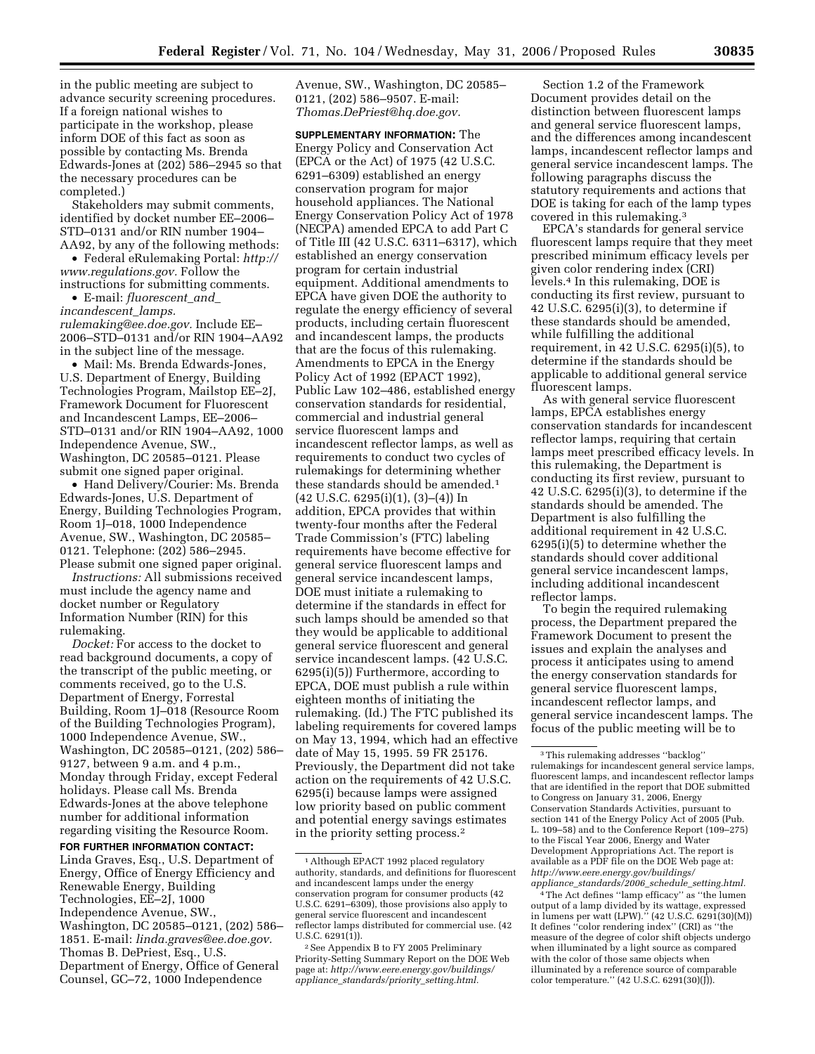in the public meeting are subject to advance security screening procedures. If a foreign national wishes to participate in the workshop, please inform DOE of this fact as soon as possible by contacting Ms. Brenda Edwards-Jones at (202) 586–2945 so that the necessary procedures can be completed.)

Stakeholders may submit comments, identified by docket number EE–2006–STD–0131 and/or RIN number 1904–AA92, by any of the following methods:

- Federal eRulemaking Portal: *http://www.regulations.gov*. Follow the instructions for submitting comments.
- E-mail: *fluorescent_and_incandescent_lamps.rulemaking@ee.doe.gov.* Include EE–2006–STD–0131 and/or RIN 1904–AA92 in the subject line of the message.
- Mail: Ms. Brenda Edwards-Jones, U.S. Department of Energy, Building Technologies Program, Mailstop EE–2J, Framework Document for Fluorescent and Incandescent Lamps, EE–2006–STD–0131 and/or RIN 1904–AA92, 1000 Independence Avenue, SW., Washington, DC 20585–0121. Please submit one signed paper original.
- Hand Delivery/Courier: Ms. Brenda Edwards-Jones, U.S. Department of Energy, Building Technologies Program, Room 1J–018, 1000 Independence Avenue, SW., Washington, DC 20585–0121. Telephone: (202) 586–2945. Please submit one signed paper original.

*Instructions:* All submissions received must include the agency name and docket number or Regulatory Information Number (RIN) for this rulemaking.

*Docket:* For access to the docket to read background documents, a copy of the transcript of the public meeting, or comments received, go to the U.S. Department of Energy, Forrestal Building, Room 1J–018 (Resource Room of the Building Technologies Program), 1000 Independence Avenue, SW., Washington, DC 20585–0121, (202) 586–9127, between 9 a.m. and 4 p.m., Monday through Friday, except Federal holidays. Please call Ms. Brenda Edwards-Jones at the above telephone number for additional information regarding visiting the Resource Room.

**FOR FURTHER INFORMATION CONTACT:** Linda Graves, Esq., U.S. Department of Energy, Office of Energy Efficiency and Renewable Energy, Building Technologies, EE–2J, 1000 Independence Avenue, SW., Washington, DC 20585–0121, (202) 586–1851. E-mail: *linda.graves@ee.doe.gov.* Thomas B. DePriest, Esq., U.S. Department of Energy, Office of General Counsel, GC–72, 1000 Independence Avenue, SW., Washington, DC 20585–0121, (202) 586–9507. E-mail: *Thomas.DePriest@hq.doe.gov.*

**SUPPLEMENTARY INFORMATION:** The Energy Policy and Conservation Act (EPCA or the Act) of 1975 (42 U.S.C. 6291–6309) established an energy conservation program for major household appliances. The National Energy Conservation Policy Act of 1978 (NECPA) amended EPCA to add Part C of Title III (42 U.S.C. 6311–6317), which established an energy conservation program for certain industrial equipment. Additional amendments to EPCA have given DOE the authority to regulate the energy efficiency of several products, including certain fluorescent and incandescent lamps, the products that are the focus of this rulemaking. Amendments to EPCA in the Energy Policy Act of 1992 (EPACT 1992), Public Law 102–486, established energy conservation standards for residential, commercial and industrial general service fluorescent lamps and incandescent reflector lamps, as well as requirements to conduct two cycles of rulemakings for determining whether these standards should be amended.[1] (42 U.S.C. 6295(i)(1), (3)–(4)) In addition, EPCA provides that within twenty-four months after the Federal Trade Commission's (FTC) labeling requirements have become effective for general service fluorescent lamps and general service incandescent lamps, DOE must initiate a rulemaking to determine if the standards in effect for such lamps should be amended so that they would be applicable to additional general service fluorescent and general service incandescent lamps. (42 U.S.C. 6295(i)(5)) Furthermore, according to EPCA, DOE must publish a rule within eighteen months of initiating the rulemaking. (Id.) The FTC published its labeling requirements for covered lamps on May 13, 1994, which had an effective date of May 15, 1995. 59 FR 25176. Previously, the Department did not take action on the requirements of 42 U.S.C. 6295(i) because lamps were assigned low priority based on public comment and potential energy savings estimates in the priority setting process.[2]

Section 1.2 of the Framework Document provides detail on the distinction between fluorescent lamps and general service fluorescent lamps, and the differences among incandescent lamps, incandescent reflector lamps and general service incandescent lamps. The following paragraphs discuss the statutory requirements and actions that DOE is taking for each of the lamp types covered in this rulemaking.[3]

EPCA's standards for general service fluorescent lamps require that they meet prescribed minimum efficacy levels per given color rendering index (CRI) levels.[4] In this rulemaking, DOE is conducting its first review, pursuant to 42 U.S.C. 6295(i)(3), to determine if these standards should be amended, while fulfilling the additional requirement, in 42 U.S.C. 6295(i)(5), to determine if the standards should be applicable to additional general service fluorescent lamps.

As with general service fluorescent lamps, EPCA establishes energy conservation standards for incandescent reflector lamps, requiring that certain lamps meet prescribed efficacy levels. In this rulemaking, the Department is conducting its first review, pursuant to 42 U.S.C. 6295(i)(3), to determine if the standards should be amended. The Department is also fulfilling the additional requirement in 42 U.S.C. 6295(i)(5) to determine whether the standards should cover additional general service incandescent lamps, including additional incandescent reflector lamps.

To begin the required rulemaking process, the Department prepared the Framework Document to present the issues and explain the analyses and process it anticipates using to amend the energy conservation standards for general service fluorescent lamps, incandescent reflector lamps, and general service incandescent lamps. The focus of the public meeting will be to

---

[1] Although EPACT 1992 placed regulatory authority, standards, and definitions for fluorescent and incandescent lamps under the energy conservation program for consumer products (42 U.S.C. 6291–6309), those provisions also apply to general service fluorescent and incandescent reflector lamps distributed for commercial use. (42 U.S.C. 6291(1)).

[2] See Appendix B to FY 2005 Preliminary Priority-Setting Summary Report on the DOE Web page at: *http://www.eere.energy.gov/buildings/appliance_standards/priority_setting.html.*

[3] This rulemaking addresses "backlog" rulemakings for incandescent general service lamps, fluorescent lamps, and incandescent reflector lamps that are identified in the report that DOE submitted to Congress on January 31, 2006, Energy Conservation Standards Activities, pursuant to section 141 of the Energy Policy Act of 2005 (Pub. L. 109–58) and to the Conference Report (109–275) to the Fiscal Year 2006, Energy and Water Development Appropriations Act. The report is available as a PDF file on the DOE Web page at: *http://www.eere.energy.gov/buildings/appliance_standards/2006_schedule_setting.html.*

[4] The Act defines "lamp efficacy" as "the lumen output of a lamp divided by its wattage, expressed in lumens per watt (LPW)." (42 U.S.C. 6291(30)(M)) It defines "color rendering index" (CRI) as "the measure of the degree of color shift objects undergo when illuminated by a light source as compared with the color of those same objects when illuminated by a reference source of comparable color temperature." (42 U.S.C. 6291(30)(J)).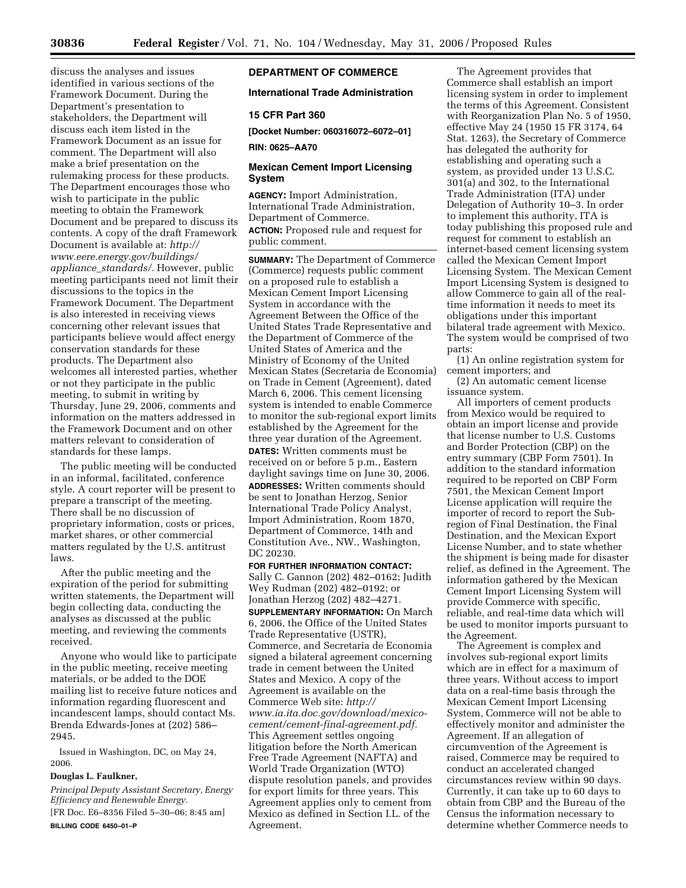discuss the analyses and issues identified in various sections of the Framework Document. During the Department's presentation to stakeholders, the Department will discuss each item listed in the Framework Document as an issue for comment. The Department will also make a brief presentation on the rulemaking process for these products. The Department encourages those who wish to participate in the public meeting to obtain the Framework Document and be prepared to discuss its contents. A copy of the draft Framework Document is available at: *http://www.eere.energy.gov/buildings/appliance_standards/*. However, public meeting participants need not limit their discussions to the topics in the Framework Document. The Department is also interested in receiving views concerning other relevant issues that participants believe would affect energy conservation standards for these products. The Department also welcomes all interested parties, whether or not they participate in the public meeting, to submit in writing by Thursday, June 29, 2006, comments and information on the matters addressed in the Framework Document and on other matters relevant to consideration of standards for these lamps.

The public meeting will be conducted in an informal, facilitated, conference style. A court reporter will be present to prepare a transcript of the meeting. There shall be no discussion of proprietary information, costs or prices, market shares, or other commercial matters regulated by the U.S. antitrust laws.

After the public meeting and the expiration of the period for submitting written statements, the Department will begin collecting data, conducting the analyses as discussed at the public meeting, and reviewing the comments received.

Anyone who would like to participate in the public meeting, receive meeting materials, or be added to the DOE mailing list to receive future notices and information regarding fluorescent and incandescent lamps, should contact Ms. Brenda Edwards-Jones at (202) 586–2945.

Issued in Washington, DC, on May 24, 2006.

**Douglas L. Faulkner,**

*Principal Deputy Assistant Secretary, Energy Efficiency and Renewable Energy.*

[FR Doc. E6–8356 Filed 5–30–06; 8:45 am]

**BILLING CODE 6450–01–P**

## DEPARTMENT OF COMMERCE

### International Trade Administration

### 15 CFR Part 360

**[Docket Number: 060316072–6072–01]**

**RIN: 0625–AA70**

### Mexican Cement Import Licensing System

**AGENCY:** Import Administration, International Trade Administration, Department of Commerce.

**ACTION:** Proposed rule and request for public comment.

**SUMMARY:** The Department of Commerce (Commerce) requests public comment on a proposed rule to establish a Mexican Cement Import Licensing System in accordance with the Agreement Between the Office of the United States Trade Representative and the Department of Commerce of the United States of America and the Ministry of Economy of the United Mexican States (Secretaria de Economia) on Trade in Cement (Agreement), dated March 6, 2006. This cement licensing system is intended to enable Commerce to monitor the sub-regional export limits established by the Agreement for the three year duration of the Agreement.

**DATES:** Written comments must be received on or before 5 p.m., Eastern daylight savings time on June 30, 2006.

**ADDRESSES:** Written comments should be sent to Jonathan Herzog, Senior International Trade Policy Analyst, Import Administration, Room 1870, Department of Commerce, 14th and Constitution Ave., NW., Washington, DC 20230.

**FOR FURTHER INFORMATION CONTACT:** Sally C. Gannon (202) 482–0162; Judith Wey Rudman (202) 482–0192; or Jonathan Herzog (202) 482–4271.

**SUPPLEMENTARY INFORMATION:** On March 6, 2006, the Office of the United States Trade Representative (USTR), Commerce, and Secretaria de Economia signed a bilateral agreement concerning trade in cement between the United States and Mexico. A copy of the Agreement is available on the Commerce Web site: *http://www.ia.ita.doc.gov/download/mexico-cement/cement-final-agreement.pdf*. This Agreement settles ongoing litigation before the North American Free Trade Agreement (NAFTA) and World Trade Organization (WTO) dispute resolution panels, and provides for export limits for three years. This Agreement applies only to cement from Mexico as defined in Section I.L. of the Agreement.

The Agreement provides that Commerce shall establish an import licensing system in order to implement the terms of this Agreement. Consistent with Reorganization Plan No. 5 of 1950, effective May 24 (1950 15 FR 3174, 64 Stat. 1263), the Secretary of Commerce has delegated the authority for establishing and operating such a system, as provided under 13 U.S.C. 301(a) and 302, to the International Trade Administration (ITA) under Delegation of Authority 10–3. In order to implement this authority, ITA is today publishing this proposed rule and request for comment to establish an internet-based cement licensing system called the Mexican Cement Import Licensing System. The Mexican Cement Import Licensing System is designed to allow Commerce to gain all of the real-time information it needs to meet its obligations under this important bilateral trade agreement with Mexico. The system would be comprised of two parts:

(1) An online registration system for cement importers; and

(2) An automatic cement license issuance system.

All importers of cement products from Mexico would be required to obtain an import license and provide that license number to U.S. Customs and Border Protection (CBP) on the entry summary (CBP Form 7501). In addition to the standard information required to be reported on CBP Form 7501, the Mexican Cement Import License application will require the importer of record to report the Sub-region of Final Destination, the Final Destination, and the Mexican Export License Number, and to state whether the shipment is being made for disaster relief, as defined in the Agreement. The information gathered by the Mexican Cement Import Licensing System will provide Commerce with specific, reliable, and real-time data which will be used to monitor imports pursuant to the Agreement.

The Agreement is complex and involves sub-regional export limits which are in effect for a maximum of three years. Without access to import data on a real-time basis through the Mexican Cement Import Licensing System, Commerce will not be able to effectively monitor and administer the Agreement. If an allegation of circumvention of the Agreement is raised, Commerce may be required to conduct an accelerated changed circumstances review within 90 days. Currently, it can take up to 60 days to obtain from CBP and the Bureau of the Census the information necessary to determine whether Commerce needs to